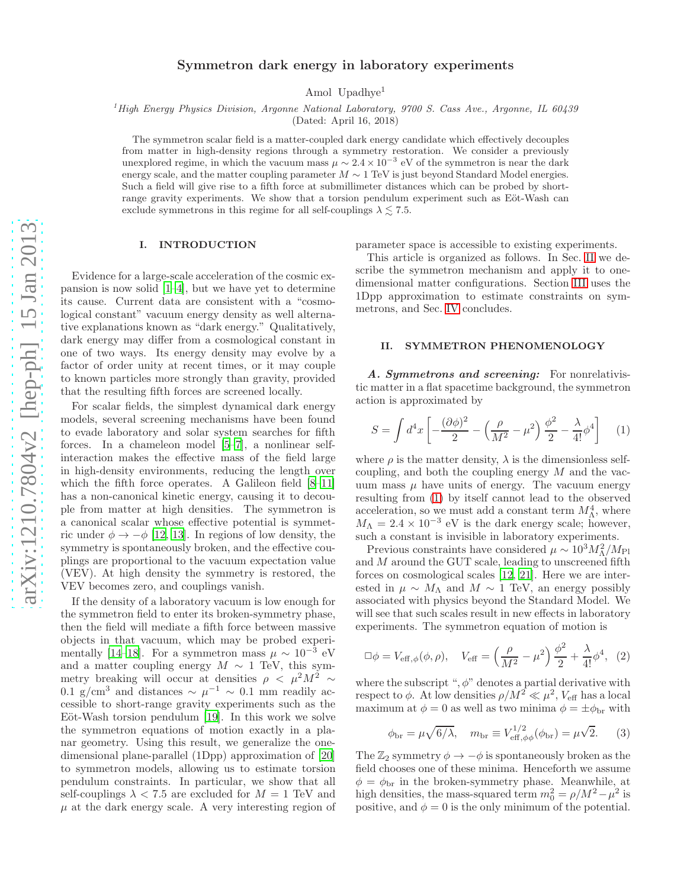# Symmetron dark energy in laboratory experiments

Amol Upadhye[1]

[1]*High Energy Physics Division, Argonne National Laboratory, 9700 S. Cass Ave., Argonne, IL 60439*
(Dated: April 16, 2018)

The symmetron scalar field is a matter-coupled dark energy candidate which effectively decouples from matter in high-density regions through a symmetry restoration. We consider a previously unexplored regime, in which the vacuum mass $\mu \sim 2.4 \times 10^{-3}$ eV of the symmetron is near the dark energy scale, and the matter coupling parameter $M \sim 1$ TeV is just beyond Standard Model energies. Such a field will give rise to a fifth force at submillimeter distances which can be probed by short-range gravity experiments. We show that a torsion pendulum experiment such as Eöt-Wash can exclude symmetrons in this regime for all self-couplings $\lambda \lesssim 7.5$.

## I. INTRODUCTION

Evidence for a large-scale acceleration of the cosmic expansion is now solid [1–4], but we have yet to determine its cause. Current data are consistent with a "cosmological constant" vacuum energy density as well alternative explanations known as "dark energy." Qualitatively, dark energy may differ from a cosmological constant in one of two ways. Its energy density may evolve by a factor of order unity at recent times, or it may couple to known particles more strongly than gravity, provided that the resulting fifth forces are screened locally.

For scalar fields, the simplest dynamical dark energy models, several screening mechanisms have been found to evade laboratory and solar system searches for fifth forces. In a chameleon model [5–7], a nonlinear self-interaction makes the effective mass of the field large in high-density environments, reducing the length over which the fifth force operates. A Galileon field [8–11] has a non-canonical kinetic energy, causing it to decouple from matter at high densities. The symmetron is a canonical scalar whose effective potential is symmetric under $\phi \to -\phi$ [12, 13]. In regions of low density, the symmetry is spontaneously broken, and the effective couplings are proportional to the vacuum expectation value (VEV). At high density the symmetry is restored, the VEV becomes zero, and couplings vanish.

If the density of a laboratory vacuum is low enough for the symmetron field to enter its broken-symmetry phase, then the field will mediate a fifth force between massive objects in that vacuum, which may be probed experimentally [14–18]. For a symmetron mass $\mu \sim 10^{-3}$ eV and a matter coupling energy $M \sim 1$ TeV, this symmetry breaking will occur at densities $\rho < \mu^2 M^2 \sim 0.1$ g/cm$^3$ and distances $\sim \mu^{-1} \sim 0.1$ mm readily accessible to short-range gravity experiments such as the Eöt-Wash torsion pendulum [19]. In this work we solve the symmetron equations of motion exactly in a planar geometry. Using this result, we generalize the one-dimensional plane-parallel (1Dpp) approximation of [20] to symmetron models, allowing us to estimate torsion pendulum constraints. In particular, we show that all self-couplings $\lambda < 7.5$ are excluded for $M = 1$ TeV and $\mu$ at the dark energy scale. A very interesting region of parameter space is accessible to existing experiments.

This article is organized as follows. In Sec. II we describe the symmetron mechanism and apply it to one-dimensional matter configurations. Section III uses the 1Dpp approximation to estimate constraints on symmetrons, and Sec. IV concludes.

## II. SYMMETRON PHENOMENOLOGY

***A. Symmetrons and screening:*** For nonrelativistic matter in a flat spacetime background, the symmetron action is approximated by

$$S = \int d^4x \left[ -\frac{(\partial\phi)^2}{2} - \left(\frac{\rho}{M^2} - \mu^2\right)\frac{\phi^2}{2} - \frac{\lambda}{4!}\phi^4 \right] \quad (1)$$

where $\rho$ is the matter density, $\lambda$ is the dimensionless self-coupling, and both the coupling energy $M$ and the vacuum mass $\mu$ have units of energy. The vacuum energy resulting from (1) by itself cannot lead to the observed acceleration, so we must add a constant term $M_\Lambda^4$, where $M_\Lambda = 2.4 \times 10^{-3}$ eV is the dark energy scale; however, such a constant is invisible in laboratory experiments.

Previous constraints have considered $\mu \sim 10^3 M_\Lambda^2 / M_{\rm Pl}$ and $M$ around the GUT scale, leading to unscreened fifth forces on cosmological scales [12, 21]. Here we are interested in $\mu \sim M_\Lambda$ and $M \sim 1$ TeV, an energy possibly associated with physics beyond the Standard Model. We will see that such scales result in new effects in laboratory experiments. The symmetron equation of motion is

$$\Box\phi = V_{\rm eff,\phi}(\phi, \rho), \quad V_{\rm eff} = \left(\frac{\rho}{M^2} - \mu^2\right)\frac{\phi^2}{2} + \frac{\lambda}{4!}\phi^4, \quad (2)$$

where the subscript ",$\phi$" denotes a partial derivative with respect to $\phi$. At low densities $\rho/M^2 \ll \mu^2$, $V_{\rm eff}$ has a local maximum at $\phi = 0$ as well as two minima $\phi = \pm\phi_{\rm br}$ with

$$\phi_{\rm br} = \mu\sqrt{6/\lambda}, \quad m_{\rm br} \equiv V_{\rm eff,\phi\phi}^{1/2}(\phi_{\rm br}) = \mu\sqrt{2}. \quad (3)$$

The $\mathbb{Z}_2$ symmetry $\phi \to -\phi$ is spontaneously broken as the field chooses one of these minima. Henceforth we assume $\phi = \phi_{\rm br}$ in the broken-symmetry phase. Meanwhile, at high densities, the mass-squared term $m_0^2 = \rho/M^2 - \mu^2$ is positive, and $\phi = 0$ is the only minimum of the potential.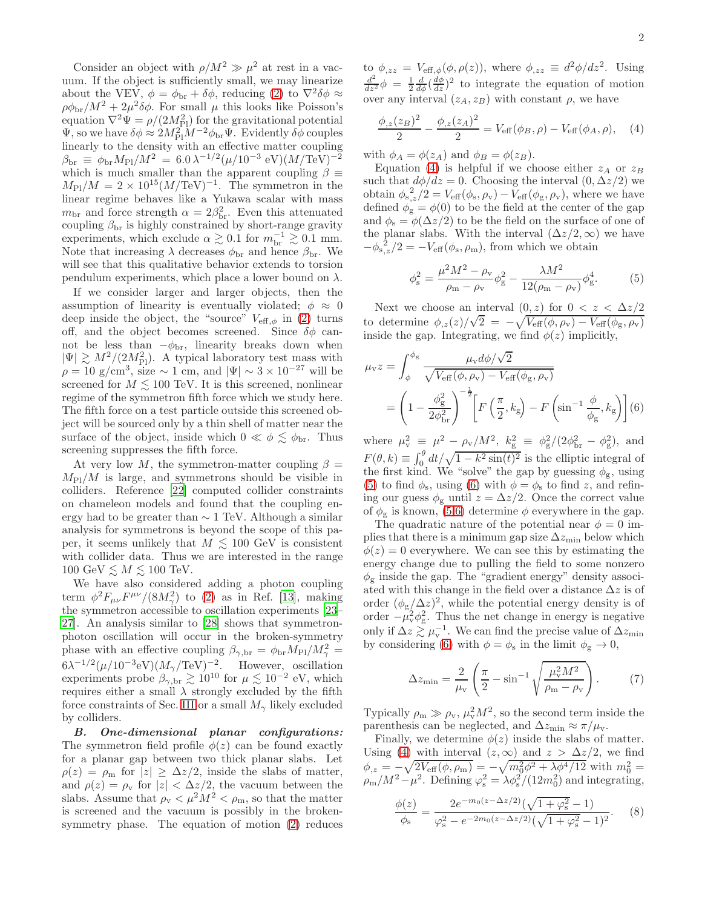Consider an object with $\rho/M^2 \gg \mu^2$ at rest in a vacuum. If the object is sufficiently small, we may linearize about the VEV, $\phi = \phi_{\rm br} + \delta\phi$, reducing (2) to $\nabla^2\delta\phi \approx \rho\phi_{\rm br}/M^2 + 2\mu^2\delta\phi$. For small $\mu$ this looks like Poisson's equation $\nabla^2\Psi = \rho/(2M_{\rm Pl}^2)$ for the gravitational potential $\Psi$, so we have $\delta\phi \approx 2M_{\rm Pl}^2 M^{-2}\phi_{\rm br}\Psi$. Evidently $\delta\phi$ couples linearly to the density with an effective matter coupling $\beta_{\rm br} \equiv \phi_{\rm br}M_{\rm Pl}/M^2 = 6.0\,\lambda^{-1/2}(\mu/10^{-3}\text{ eV})(M/\text{TeV})^{-2}$ which is much smaller than the apparent coupling $\beta \equiv M_{\rm Pl}/M = 2\times 10^{15}(M/\text{TeV})^{-1}$. The symmetron in the linear regime behaves like a Yukawa scalar with mass $m_{\rm br}$ and force strength $\alpha = 2\beta_{\rm br}^2$. Even this attenuated coupling $\beta_{\rm br}$ is highly constrained by short-range gravity experiments, which exclude $\alpha \gtrsim 0.1$ for $m_{\rm br}^{-1} \gtrsim 0.1$ mm. Note that increasing $\lambda$ decreases $\phi_{\rm br}$ and hence $\beta_{\rm br}$. We will see that this qualitative behavior extends to torsion pendulum experiments, which place a lower bound on $\lambda$.

If we consider larger and larger objects, then the assumption of linearity is eventually violated; $\phi \approx 0$ deep inside the object, the "source" $V_{\rm eff,\phi}$ in (2) turns off, and the object becomes screened. Since $\delta\phi$ cannot be less than $-\phi_{\rm br}$, linearity breaks down when $|\Psi| \gtrsim M^2/(2M_{\rm Pl}^2)$. A typical laboratory test mass with $\rho = 10$ g/cm$^3$, size $\sim 1$ cm, and $|\Psi| \sim 3\times 10^{-27}$ will be screened for $M \lesssim 100$ TeV. It is this screened, nonlinear regime of the symmetron fifth force which we study here. The fifth force on a test particle outside this screened object will be sourced only by a thin shell of matter near the surface of the object, inside which $0 \ll \phi \lesssim \phi_{\rm br}$. Thus screening suppresses the fifth force.

At very low $M$, the symmetron-matter coupling $\beta = M_{\rm Pl}/M$ is large, and symmetrons should be visible in colliders. Reference [22] computed collider constraints on chameleon models and found that the coupling energy had to be greater than $\sim 1$ TeV. Although a similar analysis for symmetrons is beyond the scope of this paper, it seems unlikely that $M \lesssim 100$ GeV is consistent with collider data. Thus we are interested in the range 100 GeV $\lesssim M \lesssim$ 100 TeV.

We have also considered adding a photon coupling term $\phi^2 F_{\mu\nu}F^{\mu\nu}/(8M_\gamma^2)$ to (2) as in Ref. [13], making the symmetron accessible to oscillation experiments [23–27]. An analysis similar to [28] shows that symmetron-photon oscillation will occur in the broken-symmetry phase with an effective coupling $\beta_{\gamma,\rm br} = \phi_{\rm br}M_{\rm Pl}/M_\gamma^2 = 6\lambda^{-1/2}(\mu/10^{-3}\text{eV})(M_\gamma/\text{TeV})^{-2}$. However, oscillation experiments probe $\beta_{\gamma,\rm br} \gtrsim 10^{10}$ for $\mu \lesssim 10^{-2}$ eV, which requires either a small $\lambda$ strongly excluded by the fifth force constraints of Sec. III or a small $M_\gamma$ likely excluded by colliders.

***B. One-dimensional planar configurations:*** The symmetron field profile $\phi(z)$ can be found exactly for a planar gap between two thick planar slabs. Let $\rho(z) = \rho_{\rm m}$ for $|z| \geq \Delta z/2$, inside the slabs of matter, and $\rho(z) = \rho_{\rm v}$ for $|z| < \Delta z/2$, the vacuum between the slabs. Assume that $\rho_{\rm v} < \mu^2 M^2 < \rho_{\rm m}$, so that the matter is screened and the vacuum is possibly in the broken-symmetry phase. The equation of motion (2) reduces to $\phi_{,zz} = V_{\rm eff,\phi}(\phi, \rho(z))$, where $\phi_{,zz} \equiv d^2\phi/dz^2$. Using $\frac{d^2}{dz^2}\phi = \frac{1}{2}\frac{d}{d\phi}(\frac{d\phi}{dz})^2$ to integrate the equation of motion over any interval $(z_A, z_B)$ with constant $\rho$, we have

$$\frac{\phi_{,z}(z_B)^2}{2} - \frac{\phi_{,z}(z_A)^2}{2} = V_{\rm eff}(\phi_B, \rho) - V_{\rm eff}(\phi_A, \rho), \quad (4)$$

with $\phi_A = \phi(z_A)$ and $\phi_B = \phi(z_B)$.

Equation (4) is helpful if we choose either $z_A$ or $z_B$ such that $d\phi/dz = 0$. Choosing the interval $(0, \Delta z/2)$ we obtain $\phi_{{\rm s},z}^2/2 = V_{\rm eff}(\phi_{\rm s}, \rho_{\rm v}) - V_{\rm eff}(\phi_{\rm g}, \rho_{\rm v})$, where we have defined $\phi_{\rm g} = \phi(0)$ to be the field at the center of the gap and $\phi_{\rm s} = \phi(\Delta z/2)$ to be the field on the surface of one of the planar slabs. With the interval $(\Delta z/2, \infty)$ we have $-\phi_{{\rm s},z}^2/2 = -V_{\rm eff}(\phi_{\rm s}, \rho_{\rm m})$, from which we obtain

$$\phi_{\rm s}^2 = \frac{\mu^2 M^2 - \rho_{\rm v}}{\rho_{\rm m} - \rho_{\rm v}}\phi_{\rm g}^2 - \frac{\lambda M^2}{12(\rho_{\rm m} - \rho_{\rm v})}\phi_{\rm g}^4. \quad (5)$$

Next we choose an interval $(0, z)$ for $0 < z < \Delta z/2$ to determine $\phi_{,z}(z)/\sqrt{2} = -\sqrt{V_{\rm eff}(\phi, \rho_{\rm v}) - V_{\rm eff}(\phi_{\rm g}, \rho_{\rm v})}$ inside the gap. Integrating, we find $\phi(z)$ implicitly,

$$\begin{aligned}\mu_{\rm v} z &= \int_\phi^{\phi_{\rm g}} \frac{\mu_{\rm v}\, d\phi/\sqrt{2}}{\sqrt{V_{\rm eff}(\phi, \rho_{\rm v}) - V_{\rm eff}(\phi_{\rm g}, \rho_{\rm v})}} \\ &= \left(1 - \frac{\phi_{\rm g}^2}{2\phi_{\rm br}^2}\right)^{-\frac{1}{2}}\left[F\left(\frac{\pi}{2}, k_{\rm g}\right) - F\left(\sin^{-1}\frac{\phi}{\phi_{\rm g}}, k_{\rm g}\right)\right] \quad (6)\end{aligned}$$

where $\mu_{\rm v}^2 \equiv \mu^2 - \rho_{\rm v}/M^2$, $k_{\rm g}^2 \equiv \phi_{\rm g}^2/(2\phi_{\rm br}^2 - \phi_{\rm g}^2)$, and $F(\theta, k) \equiv \int_0^\theta dt/\sqrt{1 - k^2\sin(t)^2}$ is the elliptic integral of the first kind. We "solve" the gap by guessing $\phi_{\rm g}$, using (5) to find $\phi_{\rm s}$, using (6) with $\phi = \phi_{\rm s}$ to find $z$, and refining our guess $\phi_{\rm g}$ until $z = \Delta z/2$. Once the correct value of $\phi_{\rm g}$ is known, (5,6) determine $\phi$ everywhere in the gap.

The quadratic nature of the potential near $\phi = 0$ implies that there is a minimum gap size $\Delta z_{\rm min}$ below which $\phi(z) = 0$ everywhere. We can see this by estimating the energy change due to pulling the field to some nonzero $\phi_{\rm g}$ inside the gap. The "gradient energy" density associated with this change in the field over a distance $\Delta z$ is of order $(\phi_{\rm g}/\Delta z)^2$, while the potential energy density is of order $-\mu_{\rm v}^2\phi_{\rm g}^2$. Thus the net change in energy is negative only if $\Delta z \gtrsim \mu_{\rm v}^{-1}$. We can find the precise value of $\Delta z_{\rm min}$ by considering (6) with $\phi = \phi_{\rm s}$ in the limit $\phi_{\rm g} \to 0$,

$$\Delta z_{\rm min} = \frac{2}{\mu_{\rm v}}\left(\frac{\pi}{2} - \sin^{-1}\sqrt{\frac{\mu_{\rm v}^2 M^2}{\rho_{\rm m} - \rho_{\rm v}}}\right). \quad (7)$$

Typically $\rho_{\rm m} \gg \rho_{\rm v}$, $\mu_{\rm v}^2 M^2$, so the second term inside the parenthesis can be neglected, and $\Delta z_{\rm min} \approx \pi/\mu_{\rm v}$.

Finally, we determine $\phi(z)$ inside the slabs of matter. Using (4) with interval $(z, \infty)$ and $z > \Delta z/2$, we find $\phi_{,z} = -\sqrt{2V_{\rm eff}(\phi, \rho_{\rm m})} = -\sqrt{m_0^2\phi^2 + \lambda\phi^4/12}$ with $m_0^2 = \rho_{\rm m}/M^2 - \mu^2$. Defining $\varphi_{\rm s}^2 = \lambda\phi_{\rm s}^2/(12m_0^2)$ and integrating,

$$\frac{\phi(z)}{\phi_{\rm s}} = \frac{2e^{-m_0(z-\Delta z/2)}(\sqrt{1+\varphi_{\rm s}^2} - 1)}{\varphi_{\rm s}^2 - e^{-2m_0(z-\Delta z/2)}(\sqrt{1+\varphi_{\rm s}^2} - 1)^2}. \quad (8)$$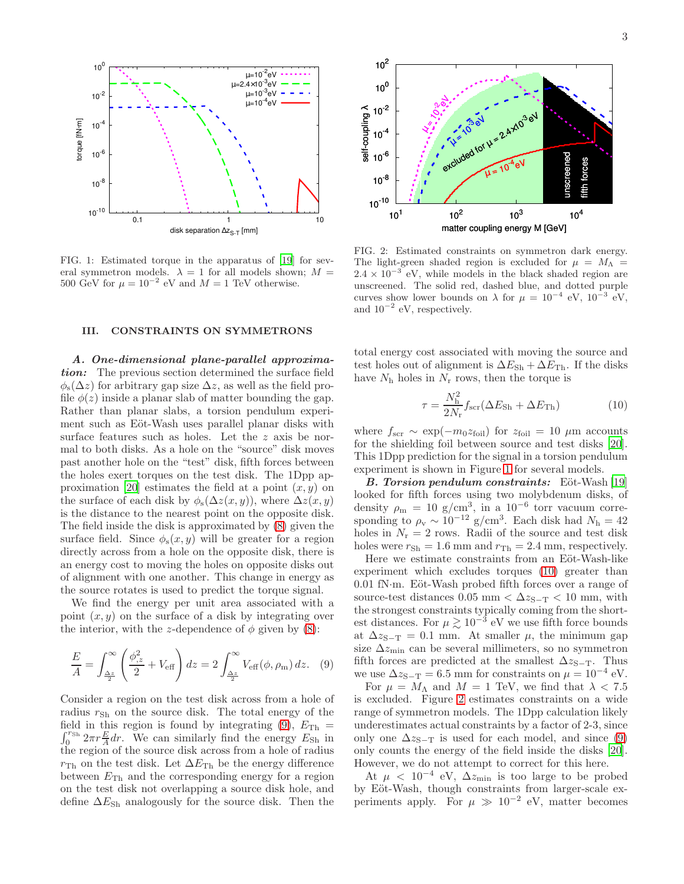FIG. 1: Estimated torque in the apparatus of [19] for several symmetron models. $\lambda = 1$ for all models shown; $M = 500$ GeV for $\mu = 10^{-2}$ eV and $M = 1$ TeV otherwise.

FIG. 2: Estimated constraints on symmetron dark energy. The light-green shaded region is excluded for $\mu = M_\Lambda = 2.4 \times 10^{-3}$ eV, while models in the black shaded region are unscreened. The solid red, dashed blue, and dotted purple curves show lower bounds on $\lambda$ for $\mu = 10^{-4}$ eV, $10^{-3}$ eV, and $10^{-2}$ eV, respectively.

## III. CONSTRAINTS ON SYMMETRONS

***A. One-dimensional plane-parallel approximation:*** The previous section determined the surface field $\phi_s(\Delta z)$ for arbitrary gap size $\Delta z$, as well as the field profile $\phi(z)$ inside a planar slab of matter bounding the gap. Rather than planar slabs, a torsion pendulum experiment such as Eöt-Wash uses parallel planar disks with surface features such as holes. Let the $z$ axis be normal to both disks. As a hole on the "source" disk moves past another hole on the "test" disk, fifth forces between the holes exert torques on the test disk. The 1Dpp approximation [20] estimates the field at a point $(x, y)$ on the surface of each disk by $\phi_s(\Delta z(x, y))$, where $\Delta z(x, y)$ is the distance to the nearest point on the opposite disk. The field inside the disk is approximated by (8) given the surface field. Since $\phi_s(x, y)$ will be greater for a region directly across from a hole on the opposite disk, there is an energy cost to moving the holes on opposite disks out of alignment with one another. This change in energy as the source rotates is used to predict the torque signal.

We find the energy per unit area associated with a point $(x, y)$ on the surface of a disk by integrating over the interior, with the $z$-dependence of $\phi$ given by (8):

$$\frac{E}{A} = \int_{\frac{\Delta z}{2}}^{\infty} \left( \frac{\phi_{,z}^2}{2} + V_{\rm eff} \right) dz = 2 \int_{\frac{\Delta z}{2}}^{\infty} V_{\rm eff}(\phi, \rho_{\rm m})\, dz. \quad (9)$$

Consider a region on the test disk across from a hole of radius $r_{\rm Sh}$ on the source disk. The total energy of the field in this region is found by integrating (9), $E_{\rm Th} = \int_0^{r_{\rm Sh}} 2\pi r \frac{E}{A} dr$. We can similarly find the energy $E_{\rm Sh}$ in the region of the source disk across from a hole of radius $r_{\rm Th}$ on the test disk. Let $\Delta E_{\rm Th}$ be the energy difference between $E_{\rm Th}$ and the corresponding energy for a region on the test disk not overlapping a source disk hole, and define $\Delta E_{\rm Sh}$ analogously for the source disk. Then the total energy cost associated with moving the source and test holes out of alignment is $\Delta E_{\rm Sh} + \Delta E_{\rm Th}$. If the disks have $N_{\rm h}$ holes in $N_{\rm r}$ rows, then the torque is

$$\tau = \frac{N_{\rm h}^2}{2N_{\rm r}} f_{\rm scr} (\Delta E_{\rm Sh} + \Delta E_{\rm Th}) \quad (10)$$

where $f_{\rm scr} \sim \exp(-m_0 z_{\rm foil})$ for $z_{\rm foil} = 10$ $\mu$m accounts for the shielding foil between source and test disks [20]. This 1Dpp prediction for the signal in a torsion pendulum experiment is shown in Figure 1 for several models.

***B. Torsion pendulum constraints:*** Eöt-Wash [19] looked for fifth forces using two molybdenum disks, of density $\rho_{\rm m} = 10$ g/cm$^3$, in a $10^{-6}$ torr vacuum corresponding to $\rho_{\rm v} \sim 10^{-12}$ g/cm$^3$. Each disk had $N_{\rm h} = 42$ holes in $N_{\rm r} = 2$ rows. Radii of the source and test disk holes were $r_{\rm Sh} = 1.6$ mm and $r_{\rm Th} = 2.4$ mm, respectively.

Here we estimate constraints from an Eöt-Wash-like experiment which excludes torques (10) greater than 0.01 fN·m. Eöt-Wash probed fifth forces over a range of source-test distances 0.05 mm $< \Delta z_{\rm S-T} <$ 10 mm, with the strongest constraints typically coming from the shortest distances. For $\mu \gtrsim 10^{-3}$ eV we use fifth force bounds at $\Delta z_{\rm S-T} = 0.1$ mm. At smaller $\mu$, the minimum gap size $\Delta z_{\rm min}$ can be several millimeters, so no symmetron fifth forces are predicted at the smallest $\Delta z_{\rm S-T}$. Thus we use $\Delta z_{\rm S-T} = 6.5$ mm for constraints on $\mu = 10^{-4}$ eV.

For $\mu = M_\Lambda$ and $M = 1$ TeV, we find that $\lambda < 7.5$ is excluded. Figure 2 estimates constraints on a wide range of symmetron models. The 1Dpp calculation likely underestimates actual constraints by a factor of 2-3, since only one $\Delta z_{\rm S-T}$ is used for each model, and since (9) only counts the energy of the field inside the disks [20]. However, we do not attempt to correct for this here.

At $\mu < 10^{-4}$ eV, $\Delta z_{\rm min}$ is too large to be probed by Eöt-Wash, though constraints from larger-scale experiments apply. For $\mu \gg 10^{-2}$ eV, matter becomes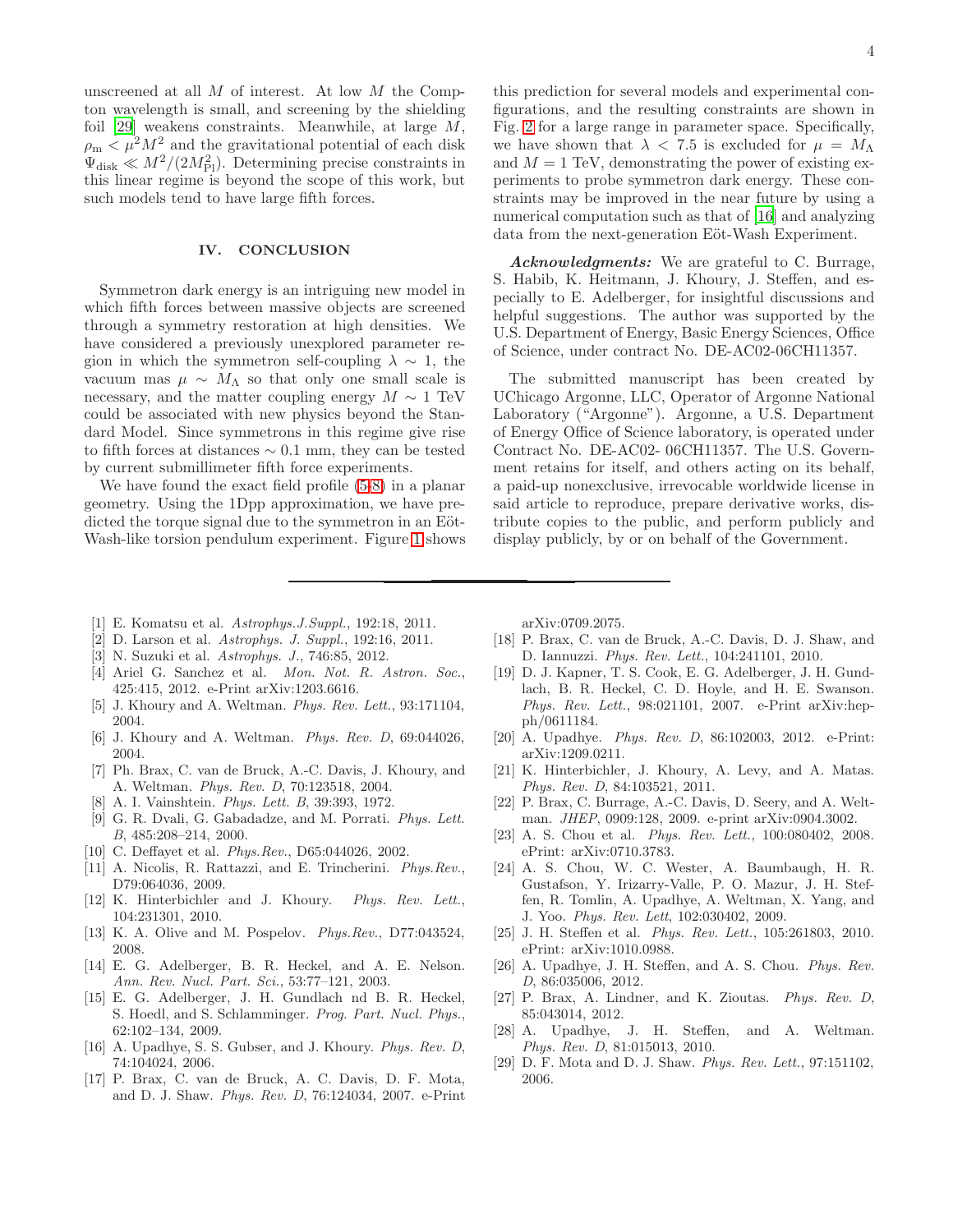unscreened at all $M$ of interest. At low $M$ the Compton wavelength is small, and screening by the shielding foil [29] weakens constraints. Meanwhile, at large $M$, $\rho_{\rm m} < \mu^2 M^2$ and the gravitational potential of each disk $\Psi_{\rm disk} \ll M^2/(2M_{\rm Pl}^2)$. Determining precise constraints in this linear regime is beyond the scope of this work, but such models tend to have large fifth forces.

## IV. CONCLUSION

Symmetron dark energy is an intriguing new model in which fifth forces between massive objects are screened through a symmetry restoration at high densities. We have considered a previously unexplored parameter region in which the symmetron self-coupling $\lambda \sim 1$, the vacuum mas $\mu \sim M_\Lambda$ so that only one small scale is necessary, and the matter coupling energy $M \sim 1$ TeV could be associated with new physics beyond the Standard Model. Since symmetrons in this regime give rise to fifth forces at distances $\sim 0.1$ mm, they can be tested by current submillimeter fifth force experiments.

We have found the exact field profile (5-8) in a planar geometry. Using the 1Dpp approximation, we have predicted the torque signal due to the symmetron in an Eöt-Wash-like torsion pendulum experiment. Figure 1 shows this prediction for several models and experimental configurations, and the resulting constraints are shown in Fig. 2 for a large range in parameter space. Specifically, we have shown that $\lambda < 7.5$ is excluded for $\mu = M_\Lambda$ and $M = 1$ TeV, demonstrating the power of existing experiments to probe symmetron dark energy. These constraints may be improved in the near future by using a numerical computation such as that of [16] and analyzing data from the next-generation Eöt-Wash Experiment.

***Acknowledgments:*** We are grateful to C. Burrage, S. Habib, K. Heitmann, J. Khoury, J. Steffen, and especially to E. Adelberger, for insightful discussions and helpful suggestions. The author was supported by the U.S. Department of Energy, Basic Energy Sciences, Office of Science, under contract No. DE-AC02-06CH11357.

The submitted manuscript has been created by UChicago Argonne, LLC, Operator of Argonne National Laboratory ("Argonne"). Argonne, a U.S. Department of Energy Office of Science laboratory, is operated under Contract No. DE-AC02- 06CH11357. The U.S. Government retains for itself, and others acting on its behalf, a paid-up nonexclusive, irrevocable worldwide license in said article to reproduce, prepare derivative works, distribute copies to the public, and perform publicly and display publicly, by or on behalf of the Government.

---

[1] E. Komatsu et al. *Astrophys.J.Suppl.*, 192:18, 2011.

[2] D. Larson et al. *Astrophys. J. Suppl.*, 192:16, 2011.

[3] N. Suzuki et al. *Astrophys. J.*, 746:85, 2012.

[4] Ariel G. Sanchez et al. *Mon. Not. R. Astron. Soc.*, 425:415, 2012. e-Print arXiv:1203.6616.

[5] J. Khoury and A. Weltman. *Phys. Rev. Lett.*, 93:171104, 2004.

[6] J. Khoury and A. Weltman. *Phys. Rev. D*, 69:044026, 2004.

[7] Ph. Brax, C. van de Bruck, A.-C. Davis, J. Khoury, and A. Weltman. *Phys. Rev. D*, 70:123518, 2004.

[8] A. I. Vainshtein. *Phys. Lett. B*, 39:393, 1972.

[9] G. R. Dvali, G. Gabadadze, and M. Porrati. *Phys. Lett. B*, 485:208–214, 2000.

[10] C. Deffayet et al. *Phys.Rev.*, D65:044026, 2002.

[11] A. Nicolis, R. Rattazzi, and E. Trincherini. *Phys.Rev.*, D79:064036, 2009.

[12] K. Hinterbichler and J. Khoury. *Phys. Rev. Lett.*, 104:231301, 2010.

[13] K. A. Olive and M. Pospelov. *Phys.Rev.*, D77:043524, 2008.

[14] E. G. Adelberger, B. R. Heckel, and A. E. Nelson. *Ann. Rev. Nucl. Part. Sci.*, 53:77–121, 2003.

[15] E. G. Adelberger, J. H. Gundlach nd B. R. Heckel, S. Hoedl, and S. Schlamminger. *Prog. Part. Nucl. Phys.*, 62:102–134, 2009.

[16] A. Upadhye, S. S. Gubser, and J. Khoury. *Phys. Rev. D*, 74:104024, 2006.

[17] P. Brax, C. van de Bruck, A. C. Davis, D. F. Mota, and D. J. Shaw. *Phys. Rev. D*, 76:124034, 2007. e-Print arXiv:0709.2075.

[18] P. Brax, C. van de Bruck, A.-C. Davis, D. J. Shaw, and D. Iannuzzi. *Phys. Rev. Lett.*, 104:241101, 2010.

[19] D. J. Kapner, T. S. Cook, E. G. Adelberger, J. H. Gundlach, B. R. Heckel, C. D. Hoyle, and H. E. Swanson. *Phys. Rev. Lett.*, 98:021101, 2007. e-Print arXiv:hep-ph/0611184.

[20] A. Upadhye. *Phys. Rev. D*, 86:102003, 2012. e-Print: arXiv:1209.0211.

[21] K. Hinterbichler, J. Khoury, A. Levy, and A. Matas. *Phys. Rev. D*, 84:103521, 2011.

[22] P. Brax, C. Burrage, A.-C. Davis, D. Seery, and A. Weltman. *JHEP*, 0909:128, 2009. e-print arXiv:0904.3002.

[23] A. S. Chou et al. *Phys. Rev. Lett.*, 100:080402, 2008. ePrint: arXiv:0710.3783.

[24] A. S. Chou, W. C. Wester, A. Baumbaugh, H. R. Gustafson, Y. Irizarry-Valle, P. O. Mazur, J. H. Steffen, R. Tomlin, A. Upadhye, A. Weltman, X. Yang, and J. Yoo. *Phys. Rev. Lett*, 102:030402, 2009.

[25] J. H. Steffen et al. *Phys. Rev. Lett.*, 105:261803, 2010. ePrint: arXiv:1010.0988.

[26] A. Upadhye, J. H. Steffen, A. S. Chou. *Phys. Rev. D*, 86:035006, 2012.

[27] P. Brax, A. Lindner, and K. Zioutas. *Phys. Rev. D*, 85:043014, 2012.

[28] A. Upadhye, J. H. Steffen, and A. Weltman. *Phys. Rev. D*, 81:015013, 2010.

[29] D. F. Mota and D. J. Shaw. *Phys. Rev. Lett.*, 97:151102, 2006.